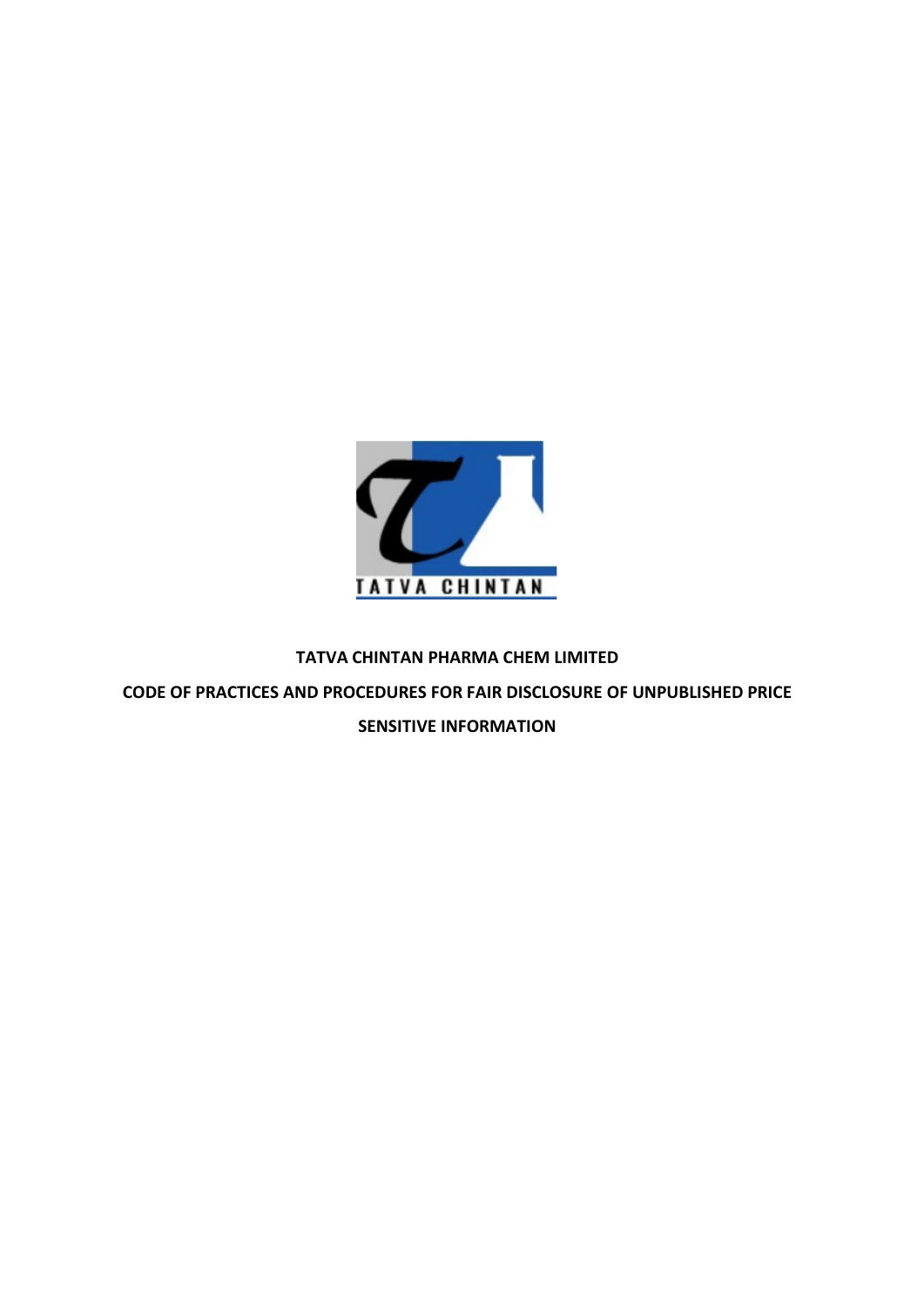TATVA CHINTAN

**TATVA CHINTAN PHARMA CHEM LIMITED**

**CODE OF PRACTICES AND PROCEDURES FOR FAIR DISCLOSURE OF UNPUBLISHED PRICE SENSITIVE INFORMATION**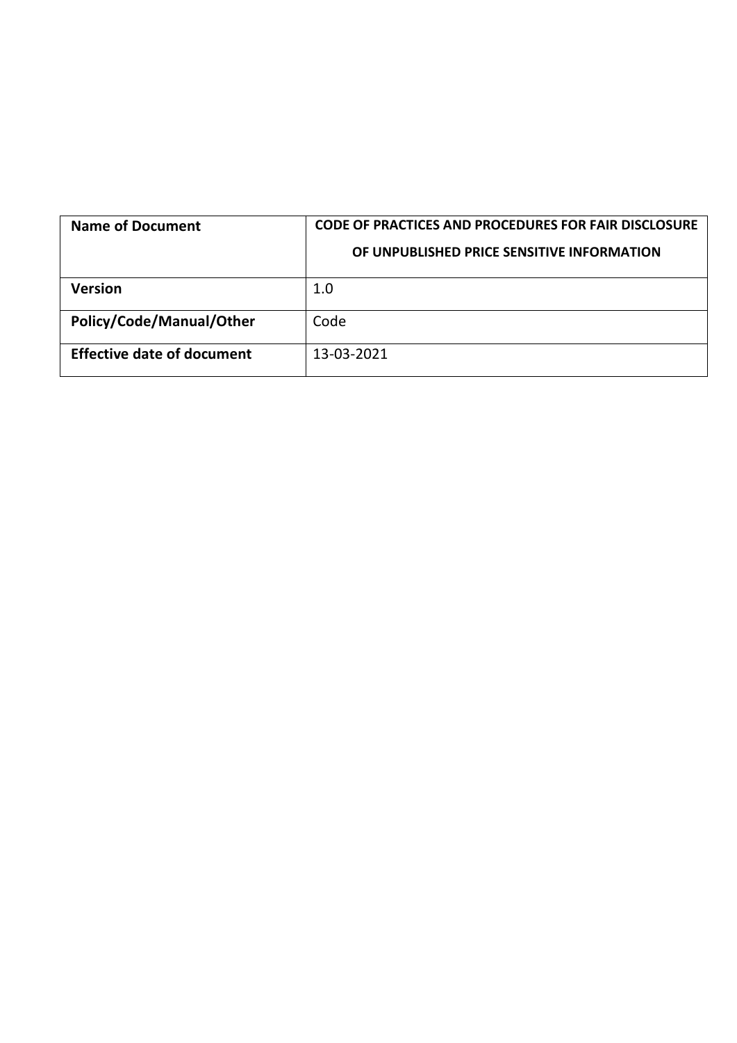| Name of Document | CODE OF PRACTICES AND PROCEDURES FOR FAIR DISCLOSURE OF UNPUBLISHED PRICE SENSITIVE INFORMATION |
| --- | --- |
| Version | 1.0 |
| Policy/Code/Manual/Other | Code |
| Effective date of document | 13-03-2021 |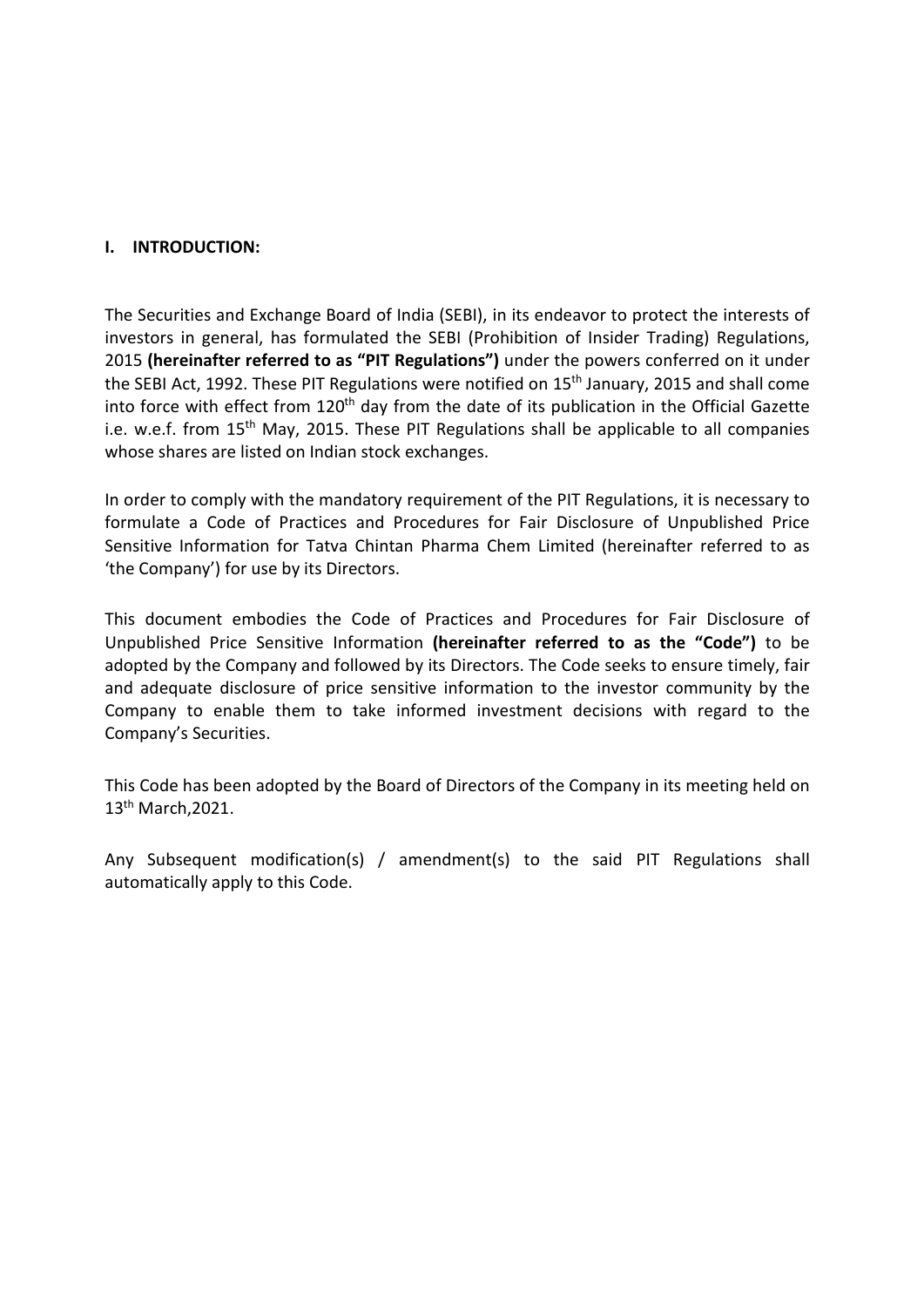## I. INTRODUCTION:

The Securities and Exchange Board of India (SEBI), in its endeavor to protect the interests of investors in general, has formulated the SEBI (Prohibition of Insider Trading) Regulations, 2015 **(hereinafter referred to as "PIT Regulations")** under the powers conferred on it under the SEBI Act, 1992. These PIT Regulations were notified on 15th January, 2015 and shall come into force with effect from 120th day from the date of its publication in the Official Gazette i.e. w.e.f. from 15th May, 2015. These PIT Regulations shall be applicable to all companies whose shares are listed on Indian stock exchanges.

In order to comply with the mandatory requirement of the PIT Regulations, it is necessary to formulate a Code of Practices and Procedures for Fair Disclosure of Unpublished Price Sensitive Information for Tatva Chintan Pharma Chem Limited (hereinafter referred to as 'the Company') for use by its Directors.

This document embodies the Code of Practices and Procedures for Fair Disclosure of Unpublished Price Sensitive Information **(hereinafter referred to as the "Code")** to be adopted by the Company and followed by its Directors. The Code seeks to ensure timely, fair and adequate disclosure of price sensitive information to the investor community by the Company to enable them to take informed investment decisions with regard to the Company's Securities.

This Code has been adopted by the Board of Directors of the Company in its meeting held on 13th March,2021.

Any Subsequent modification(s) / amendment(s) to the said PIT Regulations shall automatically apply to this Code.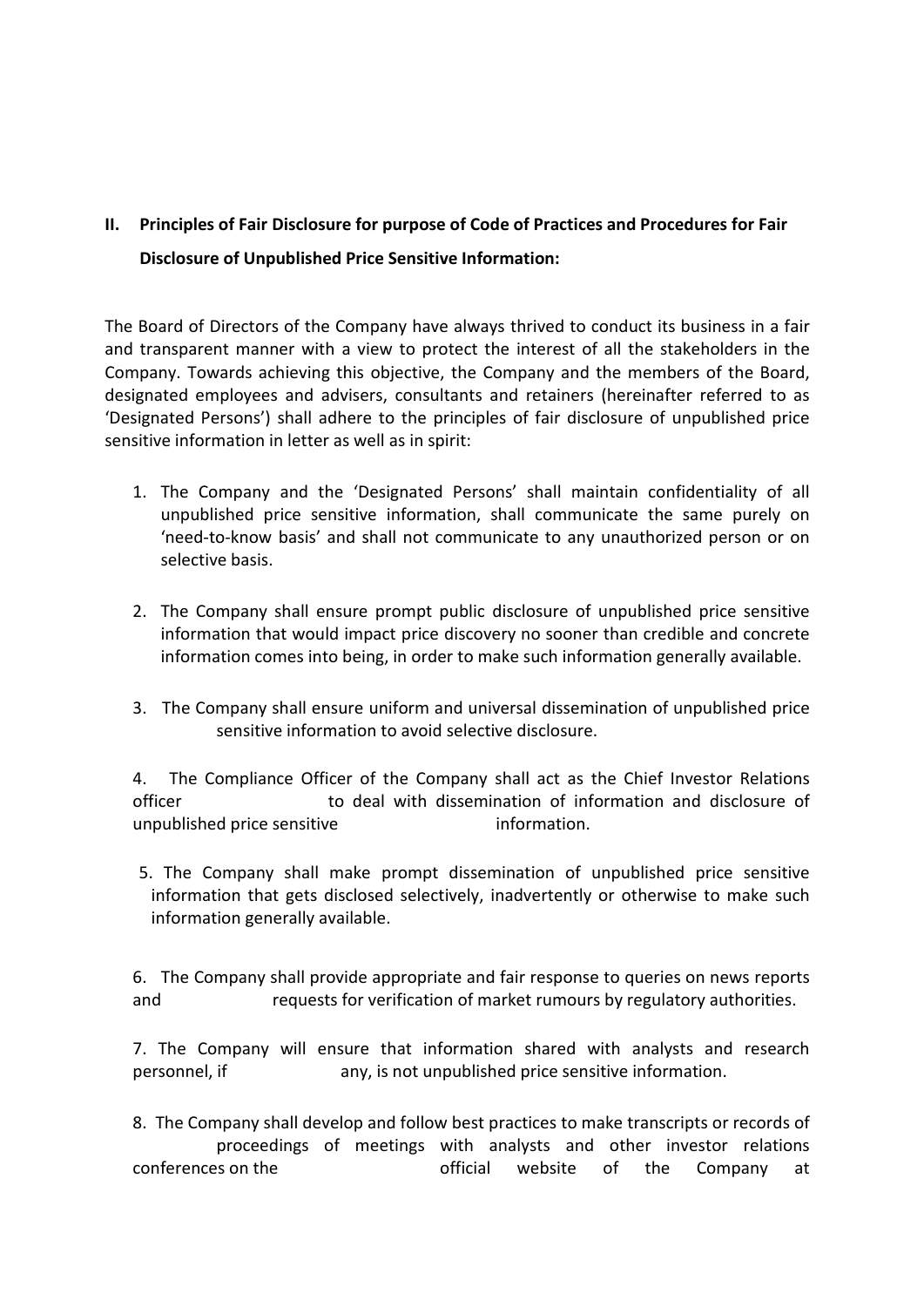## II. Principles of Fair Disclosure for purpose of Code of Practices and Procedures for Fair Disclosure of Unpublished Price Sensitive Information:

The Board of Directors of the Company have always thrived to conduct its business in a fair and transparent manner with a view to protect the interest of all the stakeholders in the Company. Towards achieving this objective, the Company and the members of the Board, designated employees and advisers, consultants and retainers (hereinafter referred to as 'Designated Persons') shall adhere to the principles of fair disclosure of unpublished price sensitive information in letter as well as in spirit:

1. The Company and the 'Designated Persons' shall maintain confidentiality of all unpublished price sensitive information, shall communicate the same purely on 'need-to-know basis' and shall not communicate to any unauthorized person or on selective basis.

2. The Company shall ensure prompt public disclosure of unpublished price sensitive information that would impact price discovery no sooner than credible and concrete information comes into being, in order to make such information generally available.

3. The Company shall ensure uniform and universal dissemination of unpublished price sensitive information to avoid selective disclosure.

4. The Compliance Officer of the Company shall act as the Chief Investor Relations officer to deal with dissemination of information and disclosure of unpublished price sensitive information.

5. The Company shall make prompt dissemination of unpublished price sensitive information that gets disclosed selectively, inadvertently or otherwise to make such information generally available.

6. The Company shall provide appropriate and fair response to queries on news reports and requests for verification of market rumours by regulatory authorities.

7. The Company will ensure that information shared with analysts and research personnel, if any, is not unpublished price sensitive information.

8. The Company shall develop and follow best practices to make transcripts or records of proceedings of meetings with analysts and other investor relations conferences on the official website of the Company at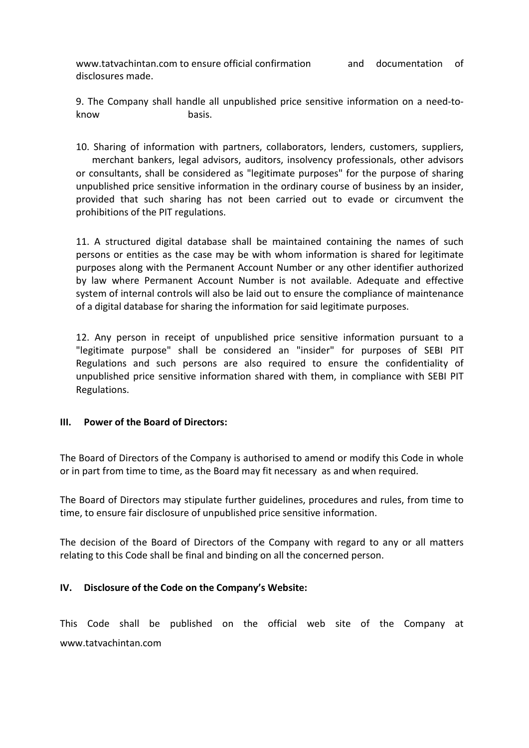www.tatvachintan.com to ensure official confirmation and documentation of disclosures made.

9. The Company shall handle all unpublished price sensitive information on a need-to-know basis.

10. Sharing of information with partners, collaborators, lenders, customers, suppliers, merchant bankers, legal advisors, auditors, insolvency professionals, other advisors or consultants, shall be considered as "legitimate purposes" for the purpose of sharing unpublished price sensitive information in the ordinary course of business by an insider, provided that such sharing has not been carried out to evade or circumvent the prohibitions of the PIT regulations.

11. A structured digital database shall be maintained containing the names of such persons or entities as the case may be with whom information is shared for legitimate purposes along with the Permanent Account Number or any other identifier authorized by law where Permanent Account Number is not available. Adequate and effective system of internal controls will also be laid out to ensure the compliance of maintenance of a digital database for sharing the information for said legitimate purposes.

12. Any person in receipt of unpublished price sensitive information pursuant to a "legitimate purpose" shall be considered an "insider" for purposes of SEBI PIT Regulations and such persons are also required to ensure the confidentiality of unpublished price sensitive information shared with them, in compliance with SEBI PIT Regulations.

## III. Power of the Board of Directors:

The Board of Directors of the Company is authorised to amend or modify this Code in whole or in part from time to time, as the Board may fit necessary as and when required.

The Board of Directors may stipulate further guidelines, procedures and rules, from time to time, to ensure fair disclosure of unpublished price sensitive information.

The decision of the Board of Directors of the Company with regard to any or all matters relating to this Code shall be final and binding on all the concerned person.

## IV. Disclosure of the Code on the Company's Website:

This Code shall be published on the official web site of the Company at www.tatvachintan.com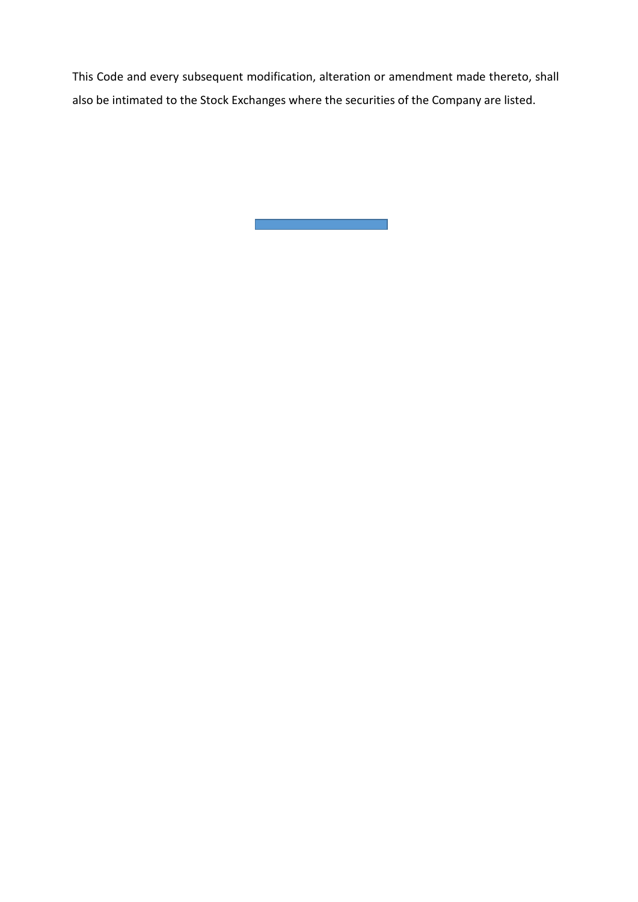This Code and every subsequent modification, alteration or amendment made thereto, shall also be intimated to the Stock Exchanges where the securities of the Company are listed.